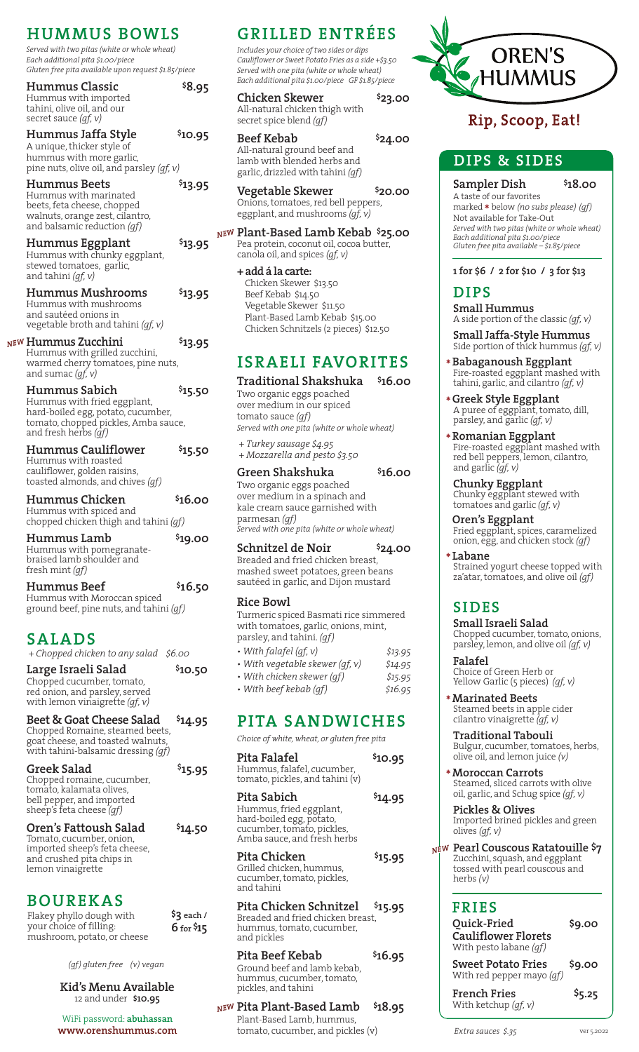# HUMMUS BOWLS

*Served with two pitas (white or whole wheat)*
*Each additional pita $1.00/piece*
*Gluten free pita available upon request $1.85/piece*

**Hummus Classic** $8.95
Hummus with imported tahini, olive oil, and our secret sauce *(gf, v)*

**Hummus Jaffa Style** $10.95
A unique, thicker style of hummus with more garlic, pine nuts, olive oil, and parsley *(gf, v)*

**Hummus Beets** $13.95
Hummus with marinated beets, feta cheese, chopped walnuts, orange zest, cilantro, and balsamic reduction *(gf)*

**Hummus Eggplant** $13.95
Hummus with chunky eggplant, stewed tomatoes, garlic, and tahini *(gf, v)*

**Hummus Mushrooms** $13.95
Hummus with mushrooms and sautéed onions in vegetable broth and tahini *(gf, v)*

*NEW* **Hummus Zucchini** $13.95
Hummus with grilled zucchini, warmed cherry tomatoes, pine nuts, and sumac *(gf, v)*

**Hummus Sabich** $15.50
Hummus with fried eggplant, hard-boiled egg, potato, cucumber, tomato, chopped pickles, Amba sauce, and fresh herbs *(gf)*

**Hummus Cauliflower** $15.50
Hummus with roasted cauliflower, golden raisins, toasted almonds, and chives *(gf)*

**Hummus Chicken** $16.00
Hummus with spiced and chopped chicken thigh and tahini *(gf)*

**Hummus Lamb** $19.00
Hummus with pomegranate-braised lamb shoulder and fresh mint *(gf)*

**Hummus Beef** $16.50
Hummus with Moroccan spiced ground beef, pine nuts, and tahini *(gf)*

# SALADS

*+ Chopped chicken to any salad $6.00*

**Large Israeli Salad** $10.50
Chopped cucumber, tomato, red onion, and parsley, served with lemon vinaigrette *(gf, v)*

**Beet & Goat Cheese Salad** $14.95
Chopped Romaine, steamed beets, goat cheese, and toasted walnuts, with tahini-balsamic dressing *(gf)*

**Greek Salad** $15.95
Chopped romaine, cucumber, tomato, kalamata olives, bell pepper, and imported sheep's feta cheese *(gf)*

**Oren's Fattoush Salad** $14.50
Tomato, cucumber, onion, imported sheep's feta cheese, and crushed pita chips in lemon vinaigrette

# BOUREKAS

Flakey phyllo dough with your choice of filling: mushroom, potato, or cheese — **$3 each / 6 for $15**

*(gf) gluten free (v) vegan*

**Kid's Menu Available**
12 and under **$10.95**

WiFi password: **abuhassan**
**www.orenshummus.com**

# GRILLED ENTRÉES

*Includes your choice of two sides or dips*
*Cauliflower or Sweet Potato Fries as a side +$3.50*
*Served with one pita (white or whole wheat)*
*Each additional pita $1.00/piece GF $1.85/piece*

**Chicken Skewer** $23.00
All-natural chicken thigh with secret spice blend *(gf)*

**Beef Kebab** $24.00
All-natural ground beef and lamb with blended herbs and garlic, drizzled with tahini *(gf)*

**Vegetable Skewer** $20.00
Onions, tomatoes, red bell peppers, eggplant, and mushrooms *(gf, v)*

*NEW* **Plant-Based Lamb Kebab** $25.00
Pea protein, coconut oil, cocoa butter, canola oil, and spices *(gf, v)*

**+ add á la carte:**
- Chicken Skewer $13.50
- Beef Kebab $14.50
- Vegetable Skewer $11.50
- Plant-Based Lamb Kebab $15.00
- Chicken Schnitzels (2 pieces) $12.50

# ISRAELI FAVORITES

**Traditional Shakshuka** $16.00
Two organic eggs poached over medium in our spiced tomato sauce *(gf)*
*Served with one pita (white or whole wheat)*

*+ Turkey sausage $4.95*
*+ Mozzarella and pesto $3.50*

**Green Shakshuka** $16.00
Two organic eggs poached over medium in a spinach and kale cream sauce garnished with parmesan *(gf)*
*Served with one pita (white or whole wheat)*

**Schnitzel de Noir** $24.00
Breaded and fried chicken breast, mashed sweet potatoes, green beans sautéed in garlic, and Dijon mustard

**Rice Bowl**
Turmeric spiced Basmati rice simmered with tomatoes, garlic, onions, mint, parsley, and tahini. *(gf)*

- With falafel *(gf, v)* $13.95
- With vegetable skewer *(gf, v)* $14.95
- With chicken skewer *(gf)* $15.95
- With beef kebab *(gf)* $16.95

# PITA SANDWICHES

*Choice of white, wheat, or gluten free pita*

**Pita Falafel** $10.95
Hummus, falafel, cucumber, tomato, pickles, and tahini (v)

**Pita Sabich** $14.95
Hummus, fried eggplant, hard-boiled egg, potato, cucumber, tomato, pickles, Amba sauce, and fresh herbs

**Pita Chicken** $15.95
Grilled chicken, hummus, cucumber, tomato, pickles, and tahini

**Pita Chicken Schnitzel** $15.95
Breaded and fried chicken breast, hummus, tomato, cucumber, and pickles

**Pita Beef Kebab** $16.95
Ground beef and lamb kebab, hummus, cucumber, tomato, pickles, and tahini

*NEW* **Pita Plant-Based Lamb** $18.95
Plant-Based Lamb, hummus, tomato, cucumber, and pickles (v)

# OREN'S HUMMUS

## Rip, Scoop, Eat!

# DIPS & SIDES

**Sampler Dish** $18.00
A taste of our favorites marked * below *(no subs please) (gf)*
Not available for Take-Out
*Served with two pitas (white or whole wheat)*
*Each additional pita $1.00/piece*
*Gluten free pita available – $1.85/piece*

**1 for $6 / 2 for $10 / 3 for $13**

## DIPS

**Small Hummus**
A side portion of the classic *(gf, v)*

**Small Jaffa-Style Hummus**
Side portion of thick hummus *(gf, v)*

***Babaganoush Eggplant**
Fire-roasted eggplant mashed with tahini, garlic, and cilantro *(gf, v)*

***Greek Style Eggplant**
A puree of eggplant, tomato, dill, parsley, and garlic *(gf, v)*

***Romanian Eggplant**
Fire-roasted eggplant mashed with red bell peppers, lemon, cilantro, and garlic *(gf, v)*

**Chunky Eggplant**
Chunky eggplant stewed with tomatoes and garlic *(gf, v)*

**Oren's Eggplant**
Fried eggplant, spices, caramelized onion, egg, and chicken stock *(gf)*

***Labane**
Strained yogurt cheese topped with za'atar, tomatoes, and olive oil *(gf)*

## SIDES

**Small Israeli Salad**
Chopped cucumber, tomato, onions, parsley, lemon, and olive oil *(gf, v)*

**Falafel**
Choice of Green Herb or Yellow Garlic (5 pieces) *(gf, v)*

***Marinated Beets**
Steamed beets in apple cider cilantro vinaigrette *(gf, v)*

**Traditional Tabouli**
Bulgur, cucumber, tomatoes, herbs, olive oil, and lemon juice *(v)*

***Moroccan Carrots**
Steamed, sliced carrots with olive oil, garlic, and Schug spice *(gf, v)*

**Pickles & Olives**
Imported brined pickles and green olives *(gf, v)*

*NEW* **Pearl Couscous Ratatouille** $7
Zucchini, squash, and eggplant tossed with pearl couscous and herbs *(v)*

## FRIES

**Quick-Fried Cauliflower Florets** $9.00
With pesto labane *(gf)*

**Sweet Potato Fries** $9.00
With red pepper mayo *(gf)*

**French Fries** $5.25
With ketchup *(gf, v)*

*Extra sauces $.35*

ver 5.2022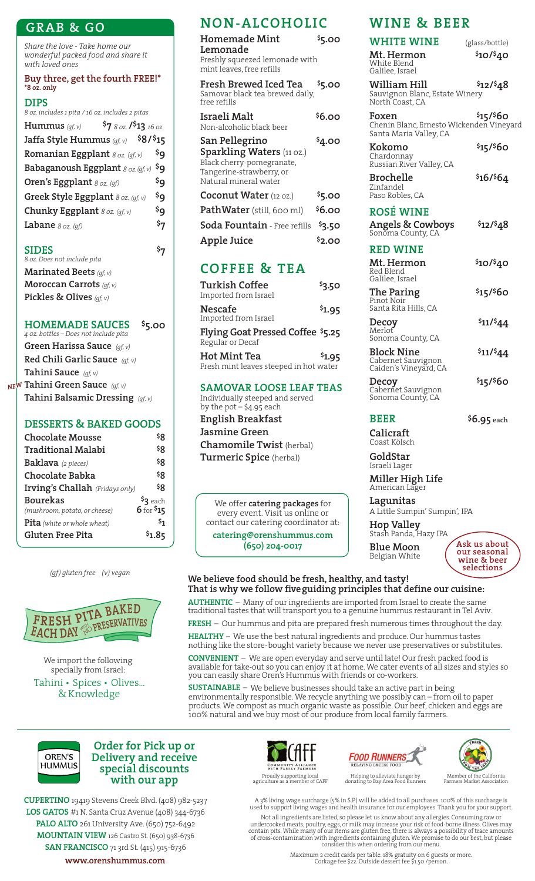## GRAB & GO

*Share the love - Take home our wonderful packed food and share it with loved ones*

**Buy three, get the fourth FREE!\***
**\*8 oz. only**

### DIPS

*8 oz. includes 1 pita / 16 oz. includes 2 pitas*

| | |
|---|---|
| **Hummus** *(gf, v)* | $7 *8 oz.* / $13 *16 oz.* |
| **Jaffa Style Hummus** *(gf, v)* | $8/$15 |
| **Romanian Eggplant** *8 oz. (gf, v)* | $9 |
| **Babaganoush Eggplant** *8 oz. (gf, v)* | $9 |
| **Oren's Eggplant** *8 oz. (gf)* | $9 |
| **Greek Style Eggplant** *8 oz. (gf, v)* | $9 |
| **Chunky Eggplant** *8 oz. (gf, v)* | $9 |
| **Labane** *8 oz. (gf)* | $7 |

### SIDES — $7

*8 oz. Does not include pita*

**Marinated Beets** *(gf, v)*
**Moroccan Carrots** *(gf, v)*
**Pickles & Olives** *(gf, v)*

### HOMEMADE SAUCES — $5.00

*4 oz. bottles – Does not include pita*

**Green Harissa Sauce** *(gf, v)*
**Red Chili Garlic Sauce** *(gf, v)*
**Tahini Sauce** *(gf, v)*
NEW **Tahini Green Sauce** *(gf, v)*
**Tahini Balsamic Dressing** *(gf, v)*

### DESSERTS & BAKED GOODS

| | |
|---|---|
| **Chocolate Mousse** | $8 |
| **Traditional Malabi** | $8 |
| **Baklava** *(2 pieces)* | $8 |
| **Chocolate Babka** | $8 |
| **Irving's Challah** *(Fridays only)* | $8 |
| **Bourekas** *(mushroom, potato, or cheese)* | $3 each / 6 for $15 |
| **Pita** *(white or whole wheat)* | $1 |
| **Gluten Free Pita** | $1.85 |

*(gf) gluten free (v) vegan*

FRESH PITA BAKED EACH DAY WITH NO PRESERVATIVES

We import the following specially from Israel:
Tahini • Spices • Olives... & Knowledge

## NON-ALCOHOLIC

| | |
|---|---|
| **Homemade Mint Lemonade** Freshly squeezed lemonade with mint leaves, free refills | $5.00 |
| **Fresh Brewed Iced Tea** Samovar black tea brewed daily, free refills | $5.00 |
| **Israeli Malt** Non-alcoholic black beer | $6.00 |
| **San Pellegrino Sparkling Waters** (11 oz.) Black cherry-pomegranate, Tangerine-strawberry, or Natural mineral water | $4.00 |
| **Coconut Water** (12 oz.) | $5.00 |
| **PathWater** (still, 600 ml) | $6.00 |
| **Soda Fountain** - Free refills | $3.50 |
| **Apple Juice** | $2.00 |

## COFFEE & TEA

| | |
|---|---|
| **Turkish Coffee** Imported from Israel | $3.50 |
| **Nescafe** Imported from Israel | $1.95 |
| **Flying Goat Pressed Coffee** Regular or Decaf | $5.25 |
| **Hot Mint Tea** Fresh mint leaves steeped in hot water | $1.95 |

### SAMOVAR LOOSE LEAF TEAS

Individually steeped and served by the pot – $4.95 each

**English Breakfast**
**Jasmine Green**
**Chamomile Twist** (herbal)
**Turmeric Spice** (herbal)

We offer **catering packages** for every event. Visit us online or contact our catering coordinator at:
**catering@orenshummus.com**
**(650) 204-0017**

## WINE & BEER

### WHITE WINE (glass/bottle)

| | |
|---|---|
| **Mt. Hermon** White Blend, Galilee, Israel | $10/$40 |
| **William Hill** Sauvignon Blanc, Estate Winery, North Coast, CA | $12/$48 |
| **Foxen** Chenin Blanc, Ernesto Wickenden Vineyard, Santa Maria Valley, CA | $15/$60 |
| **Kokomo** Chardonnay, Russian River Valley, CA | $15/$60 |
| **Brochelle** Zinfandel, Paso Robles, CA | $16/$64 |

### ROSÉ WINE

| | |
|---|---|
| **Angels & Cowboys** Sonoma County, CA | $12/$48 |

### RED WINE

| | |
|---|---|
| **Mt. Hermon** Red Blend, Galilee, Israel | $10/$40 |
| **The Paring** Pinot Noir, Santa Rita Hills, CA | $15/$60 |
| **Decoy** Merlot, Sonoma County, CA | $11/$44 |
| **Block Nine** Cabernet Sauvignon, Caiden's Vineyard, CA | $11/$44 |
| **Decoy** Cabernet Sauvignon, Sonoma County, CA | $15/$60 |

### BEER — $6.95 each

**Calicraft** Coast Kölsch
**GoldStar** Israeli Lager
**Miller High Life** American Lager
**Lagunitas** A Little Sumpin' Sumpin', IPA
**Hop Valley** Stash Panda, Hazy IPA
**Blue Moon** Belgian White

Ask us about our seasonal wine & beer selections

**We believe food should be fresh, healthy, and tasty!**
**That is why we follow five guiding principles that define our cuisine:**

**AUTHENTIC** – Many of our ingredients are imported from Israel to create the same traditional tastes that will transport you to a genuine hummus restaurant in Tel Aviv.

**FRESH** – Our hummus and pita are prepared fresh numerous times throughout the day.

**HEALTHY** – We use the best natural ingredients and produce. Our hummus tastes nothing like the store-bought variety because we never use preservatives or substitutes.

**CONVENIENT** – We are open everyday and serve until late! Our fresh packed food is available for take-out so you can enjoy it at home. We cater events of all sizes and styles so you can easily share Oren's Hummus with friends or co-workers.

**SUSTAINABLE** – We believe businesses should take an active part in being environmentally responsible. We recycle anything we possibly can – from oil to paper products. We compost as much organic waste as possible. Our beef, chicken and eggs are 100% natural and we buy most of our produce from local family farmers.

**Order for Pick up or Delivery and receive special discounts with our app**

**CUPERTINO** 19419 Stevens Creek Blvd. (408) 982-5237
**LOS GATOS** #1 N. Santa Cruz Avenue (408) 344-6736
**PALO ALTO** 261 University Ave. (650) 752-6492
**MOUNTAIN VIEW** 126 Castro St. (650) 938-6736
**SAN FRANCISCO** 71 3rd St. (415) 915-6736
**www.orenshummus.com**

Proudly supporting local agriculture as a member of CAFF

Helping to alleviate hunger by donating to Bay Area Food Runners

Member of the California Farmers Market Association

A 3% living wage surcharge (5% in S.F.) will be added to all purchases. 100% of this surcharge is used to support living wages and health insurance for our employees. Thank you for your support.

Not all ingredients are listed, so please let us know about any allergies. Consuming raw or undercooked meats, poultry, eggs, or milk may increase your risk of food-borne illness. Olives may contain pits. While many of our items are gluten free, there is always a possibility of trace amounts of cross-contamination with ingredients containing gluten. We promise to do our best, but please consider this when ordering from our menu.

Maximum 2 credit cards per table. 18% gratuity on 6 guests or more. Corkage fee $22. Outside dessert fee $1.50 /person.